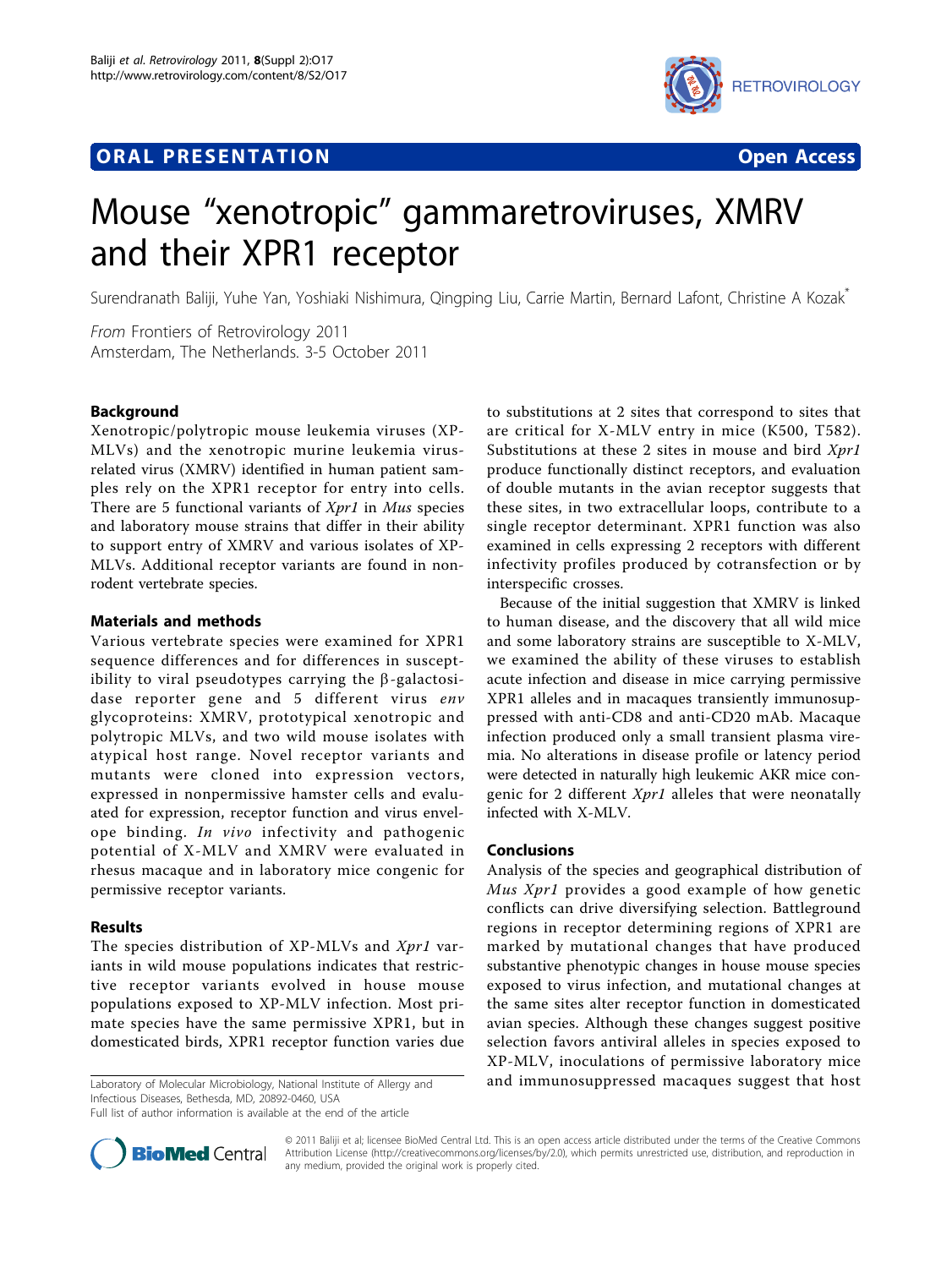ORAL PRESENTATION Open Access

# Mouse "xenotropic" gammaretroviruses, XMRV and their XPR1 receptor

Surendranath Baliji, Yuhe Yan, Yoshiaki Nishimura, Qingping Liu, Carrie Martin, Bernard Lafont, Christine A Kozak*

*From* Frontiers of Retrovirology 2011
Amsterdam, The Netherlands. 3-5 October 2011

## Background

Xenotropic/polytropic mouse leukemia viruses (XP-MLVs) and the xenotropic murine leukemia virus-related virus (XMRV) identified in human patient samples rely on the XPR1 receptor for entry into cells. There are 5 functional variants of *Xpr1* in *Mus* species and laboratory mouse strains that differ in their ability to support entry of XMRV and various isolates of XP-MLVs. Additional receptor variants are found in non-rodent vertebrate species.

## Materials and methods

Various vertebrate species were examined for XPR1 sequence differences and for differences in susceptibility to viral pseudotypes carrying the β-galactosidase reporter gene and 5 different virus *env* glycoproteins: XMRV, prototypical xenotropic and polytropic MLVs, and two wild mouse isolates with atypical host range. Novel receptor variants and mutants were cloned into expression vectors, expressed in nonpermissive hamster cells and evaluated for expression, receptor function and virus envelope binding. *In vivo* infectivity and pathogenic potential of X-MLV and XMRV were evaluated in rhesus macaque and in laboratory mice congenic for permissive receptor variants.

## Results

The species distribution of XP-MLVs and *Xpr1* variants in wild mouse populations indicates that restrictive receptor variants evolved in house mouse populations exposed to XP-MLV infection. Most primate species have the same permissive XPR1, but in domesticated birds, XPR1 receptor function varies due to substitutions at 2 sites that correspond to sites that are critical for X-MLV entry in mice (K500, T582). Substitutions at these 2 sites in mouse and bird *Xpr1* produce functionally distinct receptors, and evaluation of double mutants in the avian receptor suggests that these sites, in two extracellular loops, contribute to a single receptor determinant. XPR1 function was also examined in cells expressing 2 receptors with different infectivity profiles produced by cotransfection or by interspecific crosses.

Because of the initial suggestion that XMRV is linked to human disease, and the discovery that all wild mice and some laboratory strains are susceptible to X-MLV, we examined the ability of these viruses to establish acute infection and disease in mice carrying permissive XPR1 alleles and in macaques transiently immunosuppressed with anti-CD8 and anti-CD20 mAb. Macaque infection produced only a small transient plasma viremia. No alterations in disease profile or latency period were detected in naturally high leukemic AKR mice congenic for 2 different *Xpr1* alleles that were neonatally infected with X-MLV.

## Conclusions

Analysis of the species and geographical distribution of *Mus Xpr1* provides a good example of how genetic conflicts can drive diversifying selection. Battleground regions in receptor determining regions of XPR1 are marked by mutational changes that have produced substantive phenotypic changes in house mouse species exposed to virus infection, and mutational changes at the same sites alter receptor function in domesticated avian species. Although these changes suggest positive selection favors antiviral alleles in species exposed to XP-MLV, inoculations of permissive laboratory mice and immunosuppressed macaques suggest that host

Laboratory of Molecular Microbiology, National Institute of Allergy and Infectious Diseases, Bethesda, MD, 20892-0460, USA
Full list of author information is available at the end of the article

© 2011 Baliji et al; licensee BioMed Central Ltd. This is an open access article distributed under the terms of the Creative Commons Attribution License (http://creativecommons.org/licenses/by/2.0), which permits unrestricted use, distribution, and reproduction in any medium, provided the original work is properly cited.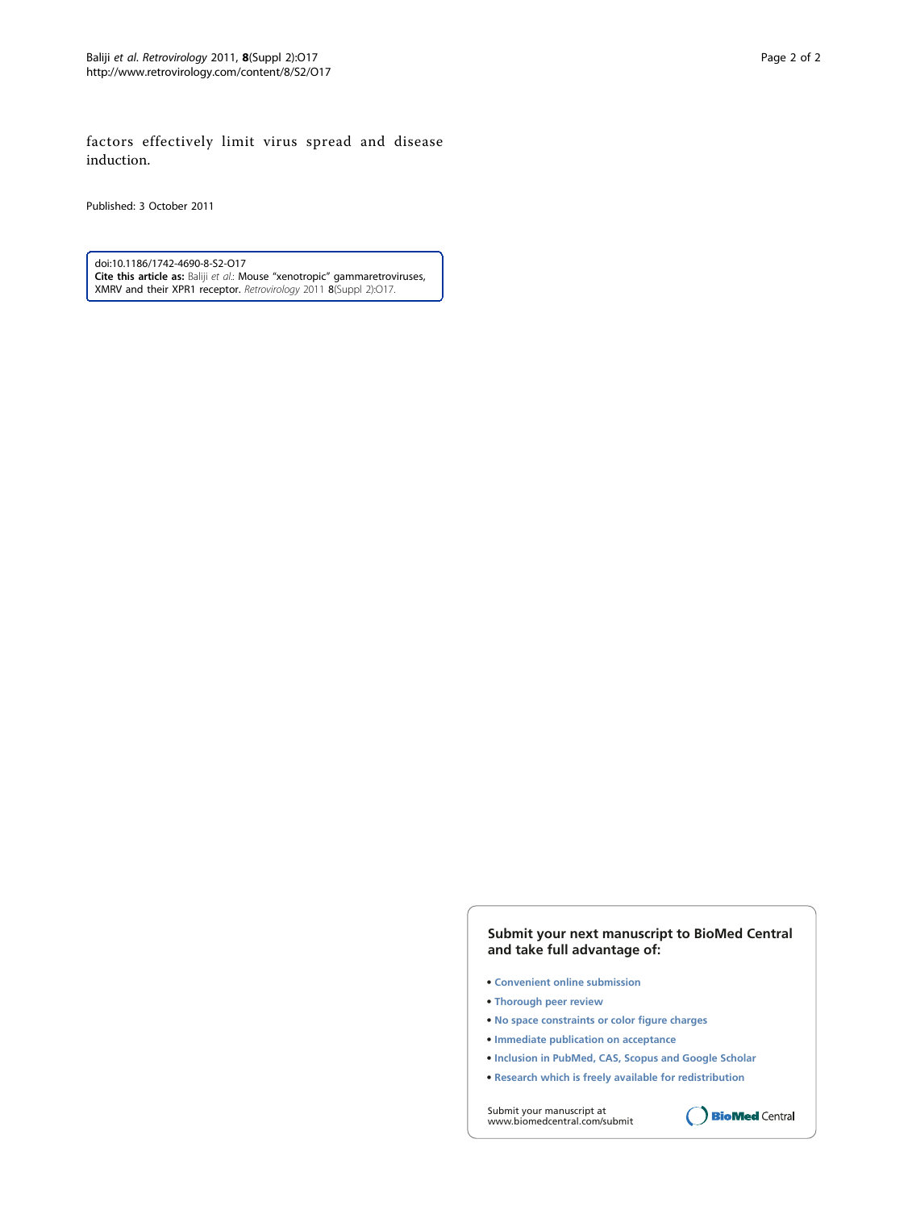factors effectively limit virus spread and disease induction.

Published: 3 October 2011

doi:10.1186/1742-4690-8-S2-O17
**Cite this article as:** Baliji *et al.*: Mouse "xenotropic" gammaretroviruses, XMRV and their XPR1 receptor. *Retrovirology* 2011 **8**(Suppl 2):O17.

**Submit your next manuscript to BioMed Central and take full advantage of:**

- **Convenient online submission**
- **Thorough peer review**
- **No space constraints or color figure charges**
- **Immediate publication on acceptance**
- **Inclusion in PubMed, CAS, Scopus and Google Scholar**
- **Research which is freely available for redistribution**

Submit your manuscript at www.biomedcentral.com/submit

BioMed Central